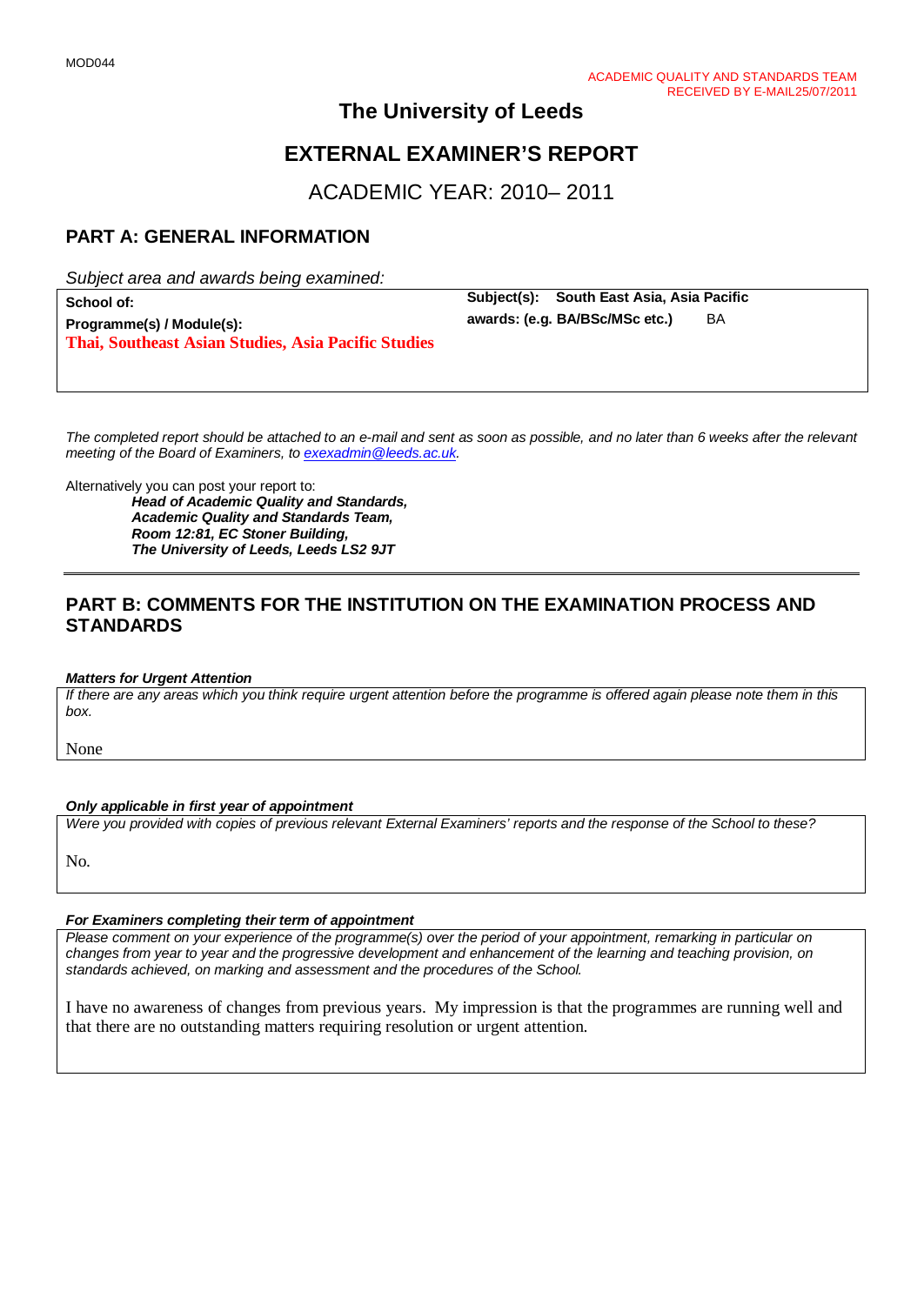MOD044

ACADEMIC QUALITY AND STANDARDS TEAM
RECEIVED BY E-MAIL25/07/2011

# The University of Leeds

# EXTERNAL EXAMINER'S REPORT

## ACADEMIC YEAR: 2010– 2011

## PART A: GENERAL INFORMATION

*Subject area and awards being examined:*

| | |
|---|---|
| **School of:** | **Subject(s):** **South East Asia, Asia Pacific** |
| **Programme(s) / Module(s):** **Thai, Southeast Asian Studies, Asia Pacific Studies** | **awards: (e.g. BA/BSc/MSc etc.)** BA |

*The completed report should be attached to an e-mail and sent as soon as possible, and no later than 6 weeks after the relevant meeting of the Board of Examiners, to exexadmin@leeds.ac.uk.*

Alternatively you can post your report to:

***Head of Academic Quality and Standards,***
***Academic Quality and Standards Team,***
***Room 12:81, EC Stoner Building,***
***The University of Leeds, Leeds LS2 9JT***

---

## PART B: COMMENTS FOR THE INSTITUTION ON THE EXAMINATION PROCESS AND STANDARDS

***Matters for Urgent Attention***

*If there are any areas which you think require urgent attention before the programme is offered again please note them in this box.*

None

***Only applicable in first year of appointment***

*Were you provided with copies of previous relevant External Examiners' reports and the response of the School to these?*

No.

***For Examiners completing their term of appointment***

*Please comment on your experience of the programme(s) over the period of your appointment, remarking in particular on changes from year to year and the progressive development and enhancement of the learning and teaching provision, on standards achieved, on marking and assessment and the procedures of the School.*

I have no awareness of changes from previous years. My impression is that the programmes are running well and that there are no outstanding matters requiring resolution or urgent attention.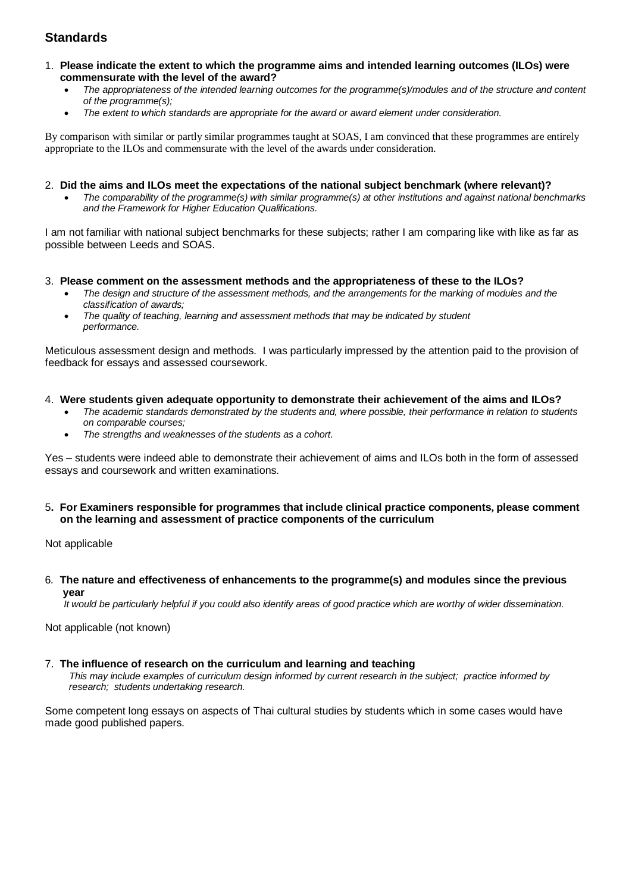## Standards

1. **Please indicate the extent to which the programme aims and intended learning outcomes (ILOs) were commensurate with the level of the award?**
   - *The appropriateness of the intended learning outcomes for the programme(s)/modules and of the structure and content of the programme(s);*
   - *The extent to which standards are appropriate for the award or award element under consideration.*

By comparison with similar or partly similar programmes taught at SOAS, I am convinced that these programmes are entirely appropriate to the ILOs and commensurate with the level of the awards under consideration.

2. **Did the aims and ILOs meet the expectations of the national subject benchmark (where relevant)?**
   - *The comparability of the programme(s) with similar programme(s) at other institutions and against national benchmarks and the Framework for Higher Education Qualifications.*

I am not familiar with national subject benchmarks for these subjects; rather I am comparing like with like as far as possible between Leeds and SOAS.

3. **Please comment on the assessment methods and the appropriateness of these to the ILOs?**
   - *The design and structure of the assessment methods, and the arrangements for the marking of modules and the classification of awards;*
   - *The quality of teaching, learning and assessment methods that may be indicated by student performance.*

Meticulous assessment design and methods. I was particularly impressed by the attention paid to the provision of feedback for essays and assessed coursework.

4. **Were students given adequate opportunity to demonstrate their achievement of the aims and ILOs?**
   - *The academic standards demonstrated by the students and, where possible, their performance in relation to students on comparable courses;*
   - *The strengths and weaknesses of the students as a cohort.*

Yes – students were indeed able to demonstrate their achievement of aims and ILOs both in the form of assessed essays and coursework and written examinations.

5. **For Examiners responsible for programmes that include clinical practice components, please comment on the learning and assessment of practice components of the curriculum**

Not applicable

6. **The nature and effectiveness of enhancements to the programme(s) and modules since the previous year**

   *It would be particularly helpful if you could also identify areas of good practice which are worthy of wider dissemination.*

Not applicable (not known)

7. **The influence of research on the curriculum and learning and teaching**

   *This may include examples of curriculum design informed by current research in the subject; practice informed by research; students undertaking research.*

Some competent long essays on aspects of Thai cultural studies by students which in some cases would have made good published papers.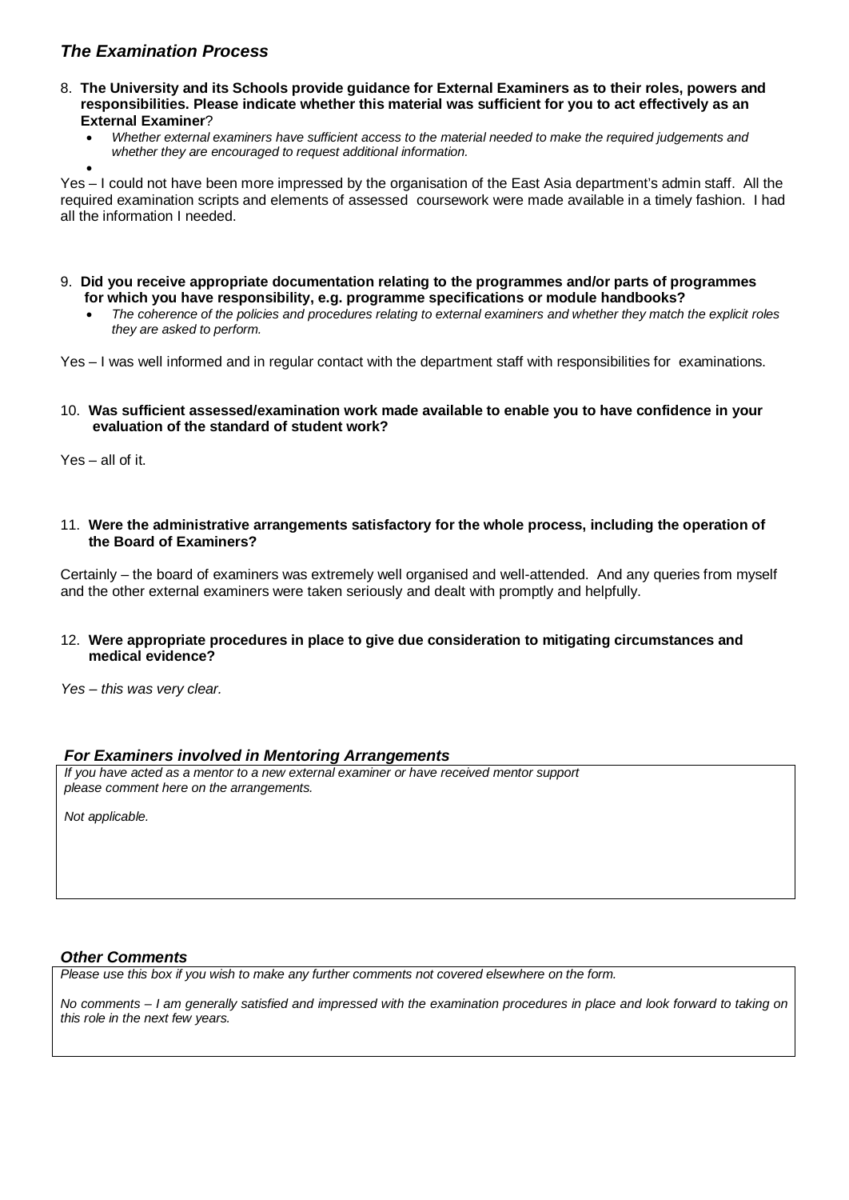## *The Examination Process*

8. **The University and its Schools provide guidance for External Examiners as to their roles, powers and responsibilities. Please indicate whether this material was sufficient for you to act effectively as an External Examiner**?
   - *Whether external examiners have sufficient access to the material needed to make the required judgements and whether they are encouraged to request additional information.*
   - 

Yes – I could not have been more impressed by the organisation of the East Asia department's admin staff. All the required examination scripts and elements of assessed coursework were made available in a timely fashion. I had all the information I needed.

9. **Did you receive appropriate documentation relating to the programmes and/or parts of programmes for which you have responsibility, e.g. programme specifications or module handbooks?**
   - *The coherence of the policies and procedures relating to external examiners and whether they match the explicit roles they are asked to perform.*

Yes – I was well informed and in regular contact with the department staff with responsibilities for examinations.

10. **Was sufficient assessed/examination work made available to enable you to have confidence in your evaluation of the standard of student work?**

Yes – all of it.

11. **Were the administrative arrangements satisfactory for the whole process, including the operation of the Board of Examiners?**

Certainly – the board of examiners was extremely well organised and well-attended. And any queries from myself and the other external examiners were taken seriously and dealt with promptly and helpfully.

12. **Were appropriate procedures in place to give due consideration to mitigating circumstances and medical evidence?**

*Yes – this was very clear.*

### *For Examiners involved in Mentoring Arrangements*

*If you have acted as a mentor to a new external examiner or have received mentor support please comment here on the arrangements.*

*Not applicable.*

### *Other Comments*

*Please use this box if you wish to make any further comments not covered elsewhere on the form.*

*No comments – I am generally satisfied and impressed with the examination procedures in place and look forward to taking on this role in the next few years.*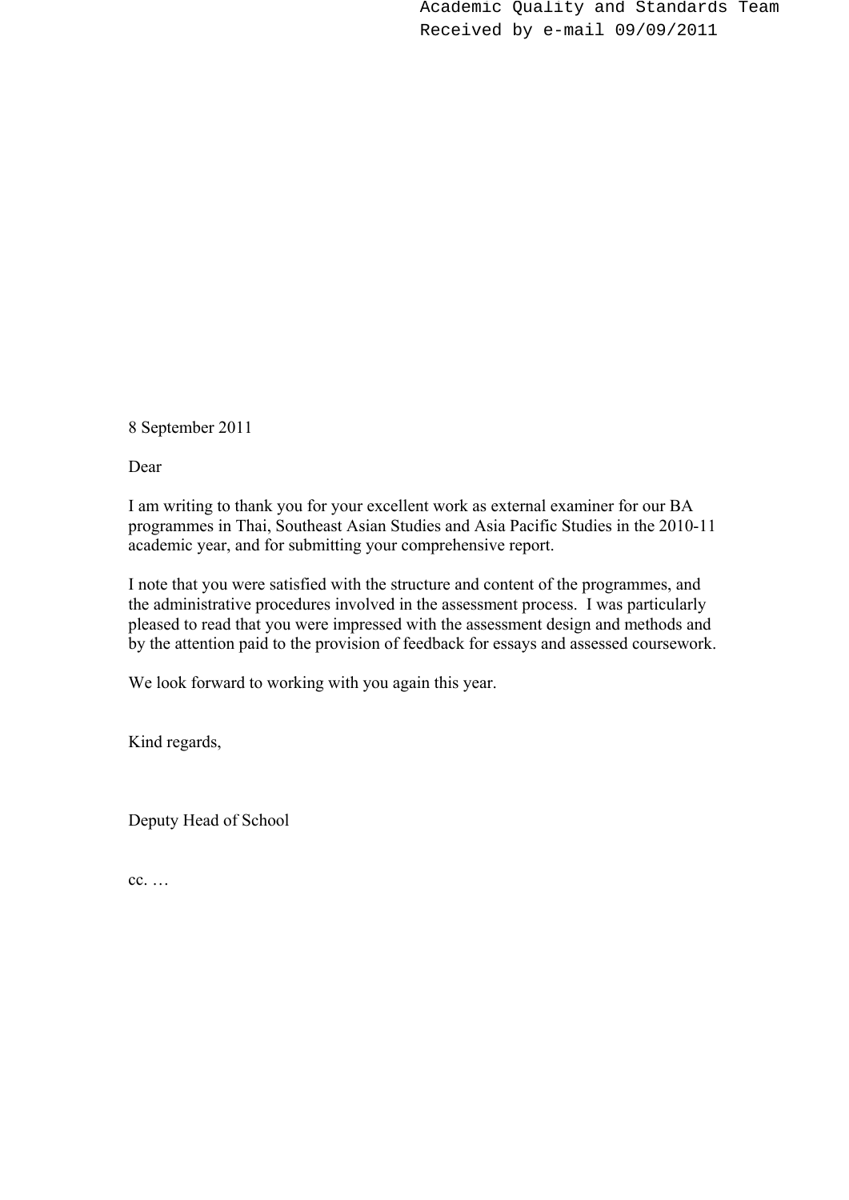Academic Quality and Standards Team
Received by e-mail 09/09/2011

8 September 2011

Dear

I am writing to thank you for your excellent work as external examiner for our BA programmes in Thai, Southeast Asian Studies and Asia Pacific Studies in the 2010-11 academic year, and for submitting your comprehensive report.

I note that you were satisfied with the structure and content of the programmes, and the administrative procedures involved in the assessment process. I was particularly pleased to read that you were impressed with the assessment design and methods and by the attention paid to the provision of feedback for essays and assessed coursework.

We look forward to working with you again this year.

Kind regards,

Deputy Head of School

cc. …